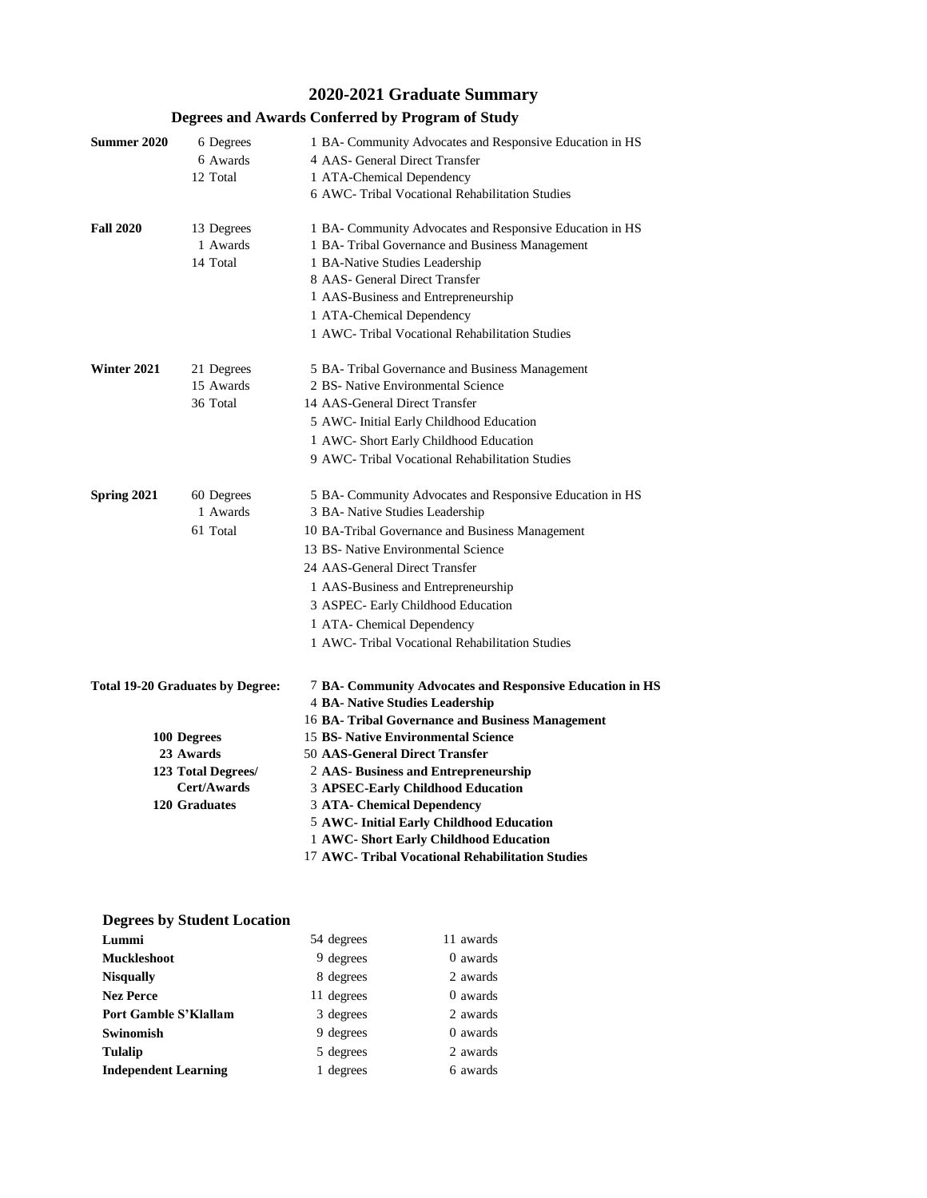# 2020-2021 Graduate Summary

## Degrees and Awards Conferred by Program of Study

| Term | Counts | Program |
|---|---|---|
| **Summer 2020** | 6 Degrees | 1 BA- Community Advocates and Responsive Education in HS |
| | 6 Awards | 4 AAS- General Direct Transfer |
| | 12 Total | 1 ATA-Chemical Dependency |
| | | 6 AWC- Tribal Vocational Rehabilitation Studies |
| **Fall 2020** | 13 Degrees | 1 BA- Community Advocates and Responsive Education in HS |
| | 1 Awards | 1 BA- Tribal Governance and Business Management |
| | 14 Total | 1 BA-Native Studies Leadership |
| | | 8 AAS- General Direct Transfer |
| | | 1 AAS-Business and Entrepreneurship |
| | | 1 ATA-Chemical Dependency |
| | | 1 AWC- Tribal Vocational Rehabilitation Studies |
| **Winter 2021** | 21 Degrees | 5 BA- Tribal Governance and Business Management |
| | 15 Awards | 2 BS- Native Environmental Science |
| | 36 Total | 14 AAS-General Direct Transfer |
| | | 5 AWC- Initial Early Childhood Education |
| | | 1 AWC- Short Early Childhood Education |
| | | 9 AWC- Tribal Vocational Rehabilitation Studies |
| **Spring 2021** | 60 Degrees | 5 BA- Community Advocates and Responsive Education in HS |
| | 1 Awards | 3 BA- Native Studies Leadership |
| | 61 Total | 10 BA-Tribal Governance and Business Management |
| | | 13 BS- Native Environmental Science |
| | | 24 AAS-General Direct Transfer |
| | | 1 AAS-Business and Entrepreneurship |
| | | 3 ASPEC- Early Childhood Education |
| | | 1 ATA- Chemical Dependency |
| | | 1 AWC- Tribal Vocational Rehabilitation Studies |

**Total 19-20 Graduates by Degree:**

| Totals | Program |
|---|---|
| | **7 BA- Community Advocates and Responsive Education in HS** |
| | **4 BA- Native Studies Leadership** |
| | **16 BA- Tribal Governance and Business Management** |
| **100 Degrees** | **15 BS- Native Environmental Science** |
| **23 Awards** | **50 AAS-General Direct Transfer** |
| **123 Total Degrees/ Cert/Awards** | **2 AAS- Business and Entrepreneurship** |
| | **3 APSEC-Early Childhood Education** |
| **120 Graduates** | **3 ATA- Chemical Dependency** |
| | **5 AWC- Initial Early Childhood Education** |
| | **1 AWC- Short Early Childhood Education** |
| | **17 AWC- Tribal Vocational Rehabilitation Studies** |

## Degrees by Student Location

| Location | Degrees | Awards |
|---|---|---|
| **Lummi** | 54 degrees | 11 awards |
| **Muckleshoot** | 9 degrees | 0 awards |
| **Nisqually** | 8 degrees | 2 awards |
| **Nez Perce** | 11 degrees | 0 awards |
| **Port Gamble S'Klallam** | 3 degrees | 2 awards |
| **Swinomish** | 9 degrees | 0 awards |
| **Tulalip** | 5 degrees | 2 awards |
| **Independent Learning** | 1 degrees | 6 awards |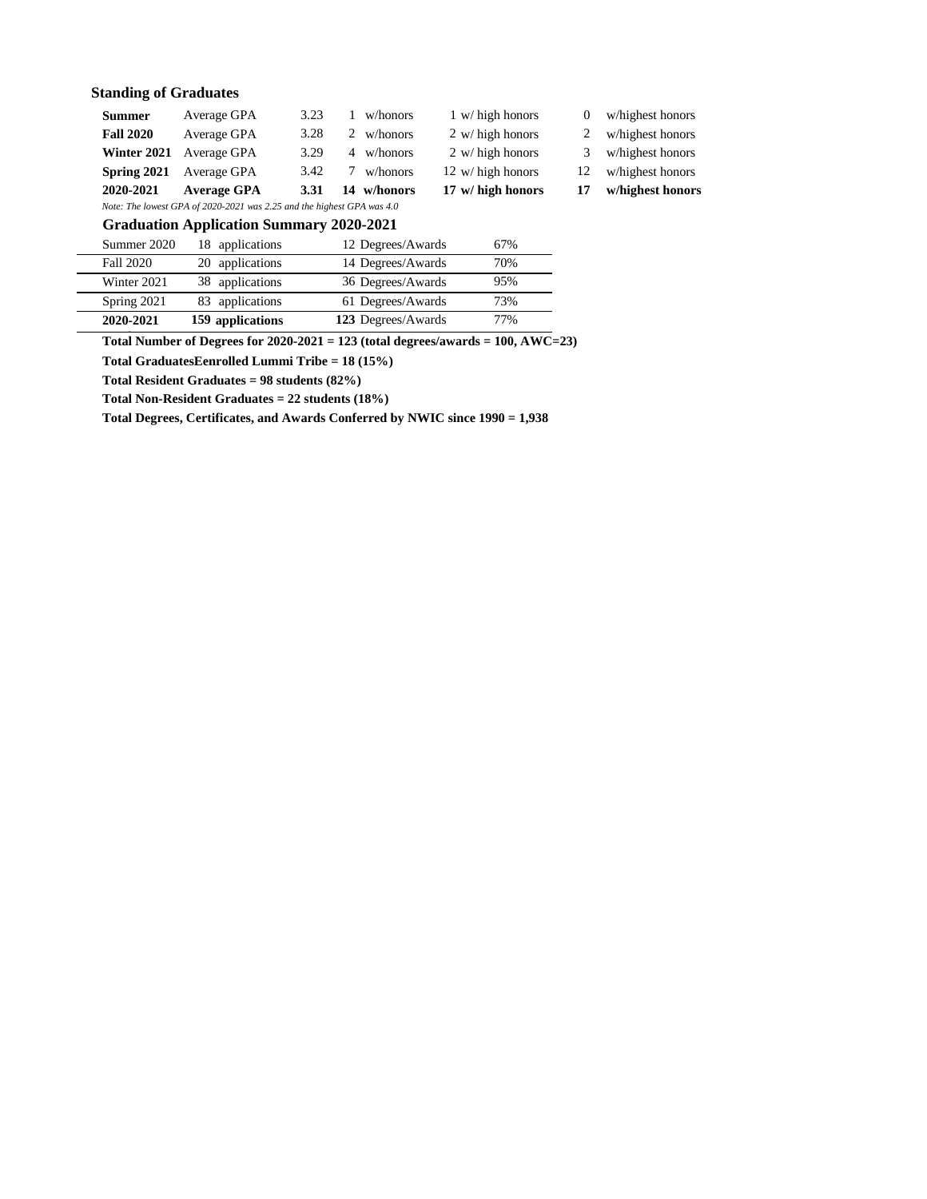### Standing of Graduates

| | | | | | | | |
|---|---|---|---|---|---|---|---|
| **Summer** | Average GPA | 3.23 | 1 w/honors | 1 w/ high honors | 0 | w/highest honors |
| **Fall 2020** | Average GPA | 3.28 | 2 w/honors | 2 w/ high honors | 2 | w/highest honors |
| **Winter 2021** | Average GPA | 3.29 | 4 w/honors | 2 w/ high honors | 3 | w/highest honors |
| **Spring 2021** | Average GPA | 3.42 | 7 w/honors | 12 w/ high honors | 12 | w/highest honors |
| **2020-2021** | **Average GPA** | **3.31** | **14 w/honors** | **17 w/ high honors** | **17** | **w/highest honors** |

*Note: The lowest GPA of 2020-2021 was 2.25 and the highest GPA was 4.0*

### Graduation Application Summary 2020-2021

| | | | |
|---|---|---|---|
| Summer 2020 | 18 applications | 12 Degrees/Awards | 67% |
| Fall 2020 | 20 applications | 14 Degrees/Awards | 70% |
| Winter 2021 | 38 applications | 36 Degrees/Awards | 95% |
| Spring 2021 | 83 applications | 61 Degrees/Awards | 73% |
| **2020-2021** | **159 applications** | **123** Degrees/Awards | 77% |

**Total Number of Degrees for 2020-2021 = 123 (total degrees/awards = 100, AWC=23)**

**Total GraduatesEenrolled Lummi Tribe = 18 (15%)**

**Total Resident Graduates = 98 students (82%)**

**Total Non-Resident Graduates = 22 students (18%)**

**Total Degrees, Certificates, and Awards Conferred by NWIC since 1990 = 1,938**